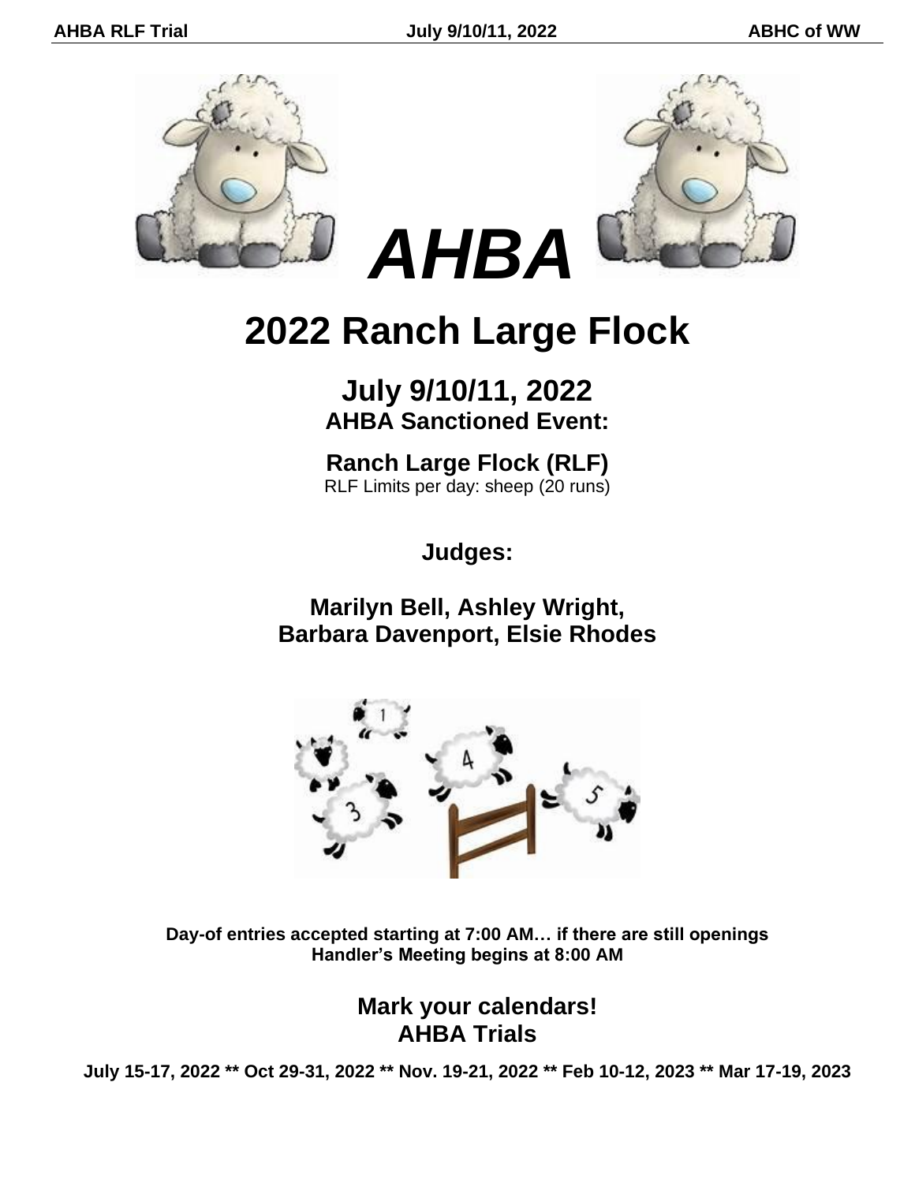# AHBA

# 2022 Ranch Large Flock

## July 9/10/11, 2022

### AHBA Sanctioned Event:

### Ranch Large Flock (RLF)

RLF Limits per day: sheep (20 runs)

### Judges:

### Marilyn Bell, Ashley Wright, Barbara Davenport, Elsie Rhodes

**Day-of entries accepted starting at 7:00 AM… if there are still openings**
**Handler's Meeting begins at 8:00 AM**

### Mark your calendars! AHBA Trials

**July 15-17, 2022 ** Oct 29-31, 2022 ** Nov. 19-21, 2022 ** Feb 10-12, 2023 ** Mar 17-19, 2023**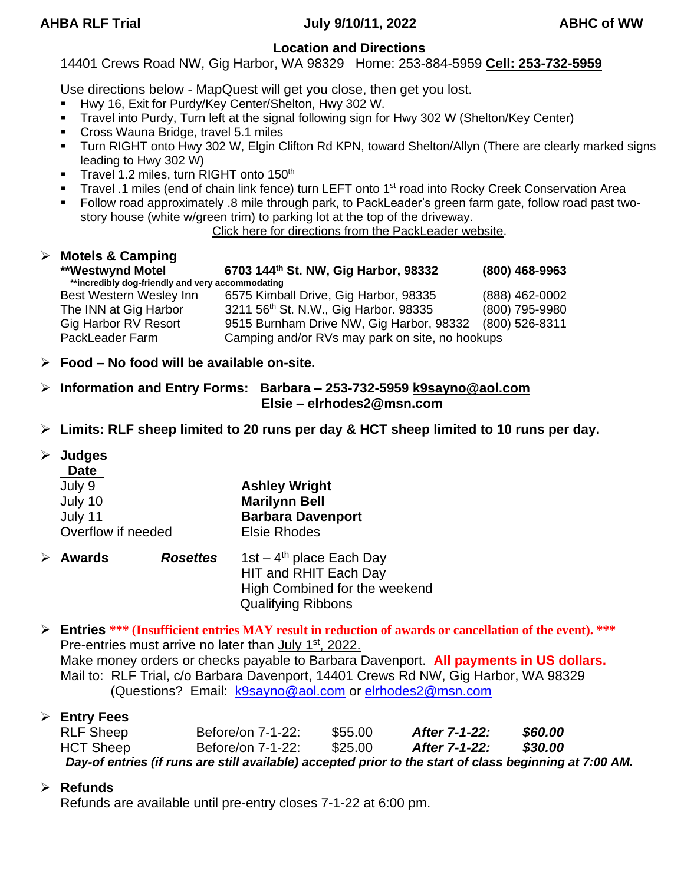## Location and Directions

14401 Crews Road NW, Gig Harbor, WA 98329 Home: 253-884-5959 **Cell: 253-732-5959**

Use directions below - MapQuest will get you close, then get you lost.

- Hwy 16, Exit for Purdy/Key Center/Shelton, Hwy 302 W.
- Travel into Purdy, Turn left at the signal following sign for Hwy 302 W (Shelton/Key Center)
- Cross Wauna Bridge, travel 5.1 miles
- Turn RIGHT onto Hwy 302 W, Elgin Clifton Rd KPN, toward Shelton/Allyn (There are clearly marked signs leading to Hwy 302 W)
- Travel 1.2 miles, turn RIGHT onto 150th
- Travel .1 miles (end of chain link fence) turn LEFT onto 1st road into Rocky Creek Conservation Area
- Follow road approximately .8 mile through park, to PackLeader's green farm gate, follow road past two-story house (white w/green trim) to parking lot at the top of the driveway.

Click here for directions from the PackLeader website.

- **Motels & Camping**

| | | |
|---|---|---|
| **\*\*Westwynd Motel** | **6703 144th St. NW, Gig Harbor, 98332** | **(800) 468-9963** |
| **\*\*incredibly dog-friendly and very accommodating** | | |
| Best Western Wesley Inn | 6575 Kimball Drive, Gig Harbor, 98335 | (888) 462-0002 |
| The INN at Gig Harbor | 3211 56th St. N.W., Gig Harbor. 98335 | (800) 795-9980 |
| Gig Harbor RV Resort | 9515 Burnham Drive NW, Gig Harbor, 98332 | (800) 526-8311 |
| PackLeader Farm | Camping and/or RVs may park on site, no hookups | |

- **Food – No food will be available on-site.**

- **Information and Entry Forms: Barbara – 253-732-5959 k9sayno@aol.com**
  **Elsie – elrhodes2@msn.com**

- **Limits: RLF sheep limited to 20 runs per day & HCT sheep limited to 10 runs per day.**

- **Judges**

| **Date** | |
|---|---|
| July 9 | **Ashley Wright** |
| July 10 | **Marilynn Bell** |
| July 11 | **Barbara Davenport** |
| Overflow if needed | Elsie Rhodes |

- **Awards** ***Rosettes*** 1st – 4th place Each Day
  HIT and RHIT Each Day
  High Combined for the weekend
  Qualifying Ribbons

- **Entries** **\*\*\* (Insufficient entries MAY result in reduction of awards or cancellation of the event). \*\*\***
  Pre-entries must arrive no later than July 1st, 2022.
  Make money orders or checks payable to Barbara Davenport. **All payments in US dollars.**
  Mail to: RLF Trial, c/o Barbara Davenport, 14401 Crews Rd NW, Gig Harbor, WA 98329
  (Questions? Email: k9sayno@aol.com or elrhodes2@msn.com

- **Entry Fees**

| | | | | |
|---|---|---|---|---|
| RLF Sheep | Before/on 7-1-22: | $55.00 | ***After 7-1-22:*** | ***$60.00*** |
| HCT Sheep | Before/on 7-1-22: | $25.00 | ***After 7-1-22:*** | ***$30.00*** |

***Day-of entries (if runs are still available) accepted prior to the start of class beginning at 7:00 AM.***

- **Refunds**
  Refunds are available until pre-entry closes 7-1-22 at 6:00 pm.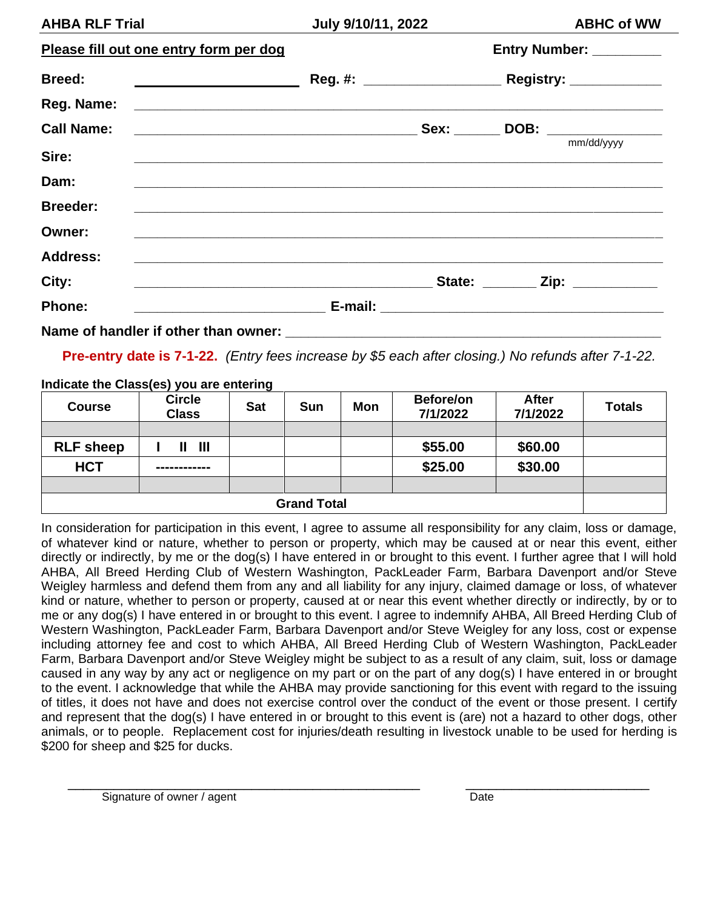**AHBA RLF Trial** **July 9/10/11, 2022** **ABHC of WW**

**Please fill out one entry form per dog** **Entry Number:** _________

**Breed:** ______________________ **Reg. #:** __________________ **Registry:** ____________

**Reg. Name:** ________________________________________________________________

**Call Name:** ______________________________________ **Sex:** ______ **DOB:** ______________
mm/dd/yyyy

**Sire:** ________________________________________________________________

**Dam:** ________________________________________________________________

**Breeder:** ________________________________________________________________

**Owner:** ________________________________________________________________

**Address:** ________________________________________________________________

**City:** ________________________________________ **State:** _______ **Zip:** ___________

**Phone:** _________________________ **E-mail:** ______________________________________

**Name of handler if other than owner:** _____________________________________________

**Pre-entry date is 7-1-22.** *(Entry fees increase by $5 each after closing.) No refunds after 7-1-22.*

**Indicate the Class(es) you are entering**

| Course | Circle Class | Sat | Sun | Mon | Before/on 7/1/2022 | After 7/1/2022 | Totals |
|---|---|---|---|---|---|---|---|
| | | | | | | | |
| **RLF sheep** | **I II III** | | | | **$55.00** | **$60.00** | |
| **HCT** | **------------** | | | | **$25.00** | **$30.00** | |
| | | | | | | | |
| **Grand Total** | | | | | | | |

In consideration for participation in this event, I agree to assume all responsibility for any claim, loss or damage, of whatever kind or nature, whether to person or property, which may be caused at or near this event, either directly or indirectly, by me or the dog(s) I have entered in or brought to this event. I further agree that I will hold AHBA, All Breed Herding Club of Western Washington, PackLeader Farm, Barbara Davenport and/or Steve Weigley harmless and defend them from any and all liability for any injury, claimed damage or loss, of whatever kind or nature, whether to person or property, caused at or near this event whether directly or indirectly, by or to me or any dog(s) I have entered in or brought to this event. I agree to indemnify AHBA, All Breed Herding Club of Western Washington, PackLeader Farm, Barbara Davenport and/or Steve Weigley for any loss, cost or expense including attorney fee and cost to which AHBA, All Breed Herding Club of Western Washington, PackLeader Farm, Barbara Davenport and/or Steve Weigley might be subject to as a result of any claim, suit, loss or damage caused in any way by any act or negligence on my part or on the part of any dog(s) I have entered in or brought to the event. I acknowledge that while the AHBA may provide sanctioning for this event with regard to the issuing of titles, it does not have and does not exercise control over the conduct of the event or those present. I certify and represent that the dog(s) I have entered in or brought to this event is (are) not a hazard to other dogs, other animals, or to people. Replacement cost for injuries/death resulting in livestock unable to be used for herding is $200 for sheep and $25 for ducks.

_______________________________________________ _________________________

Signature of owner / agent Date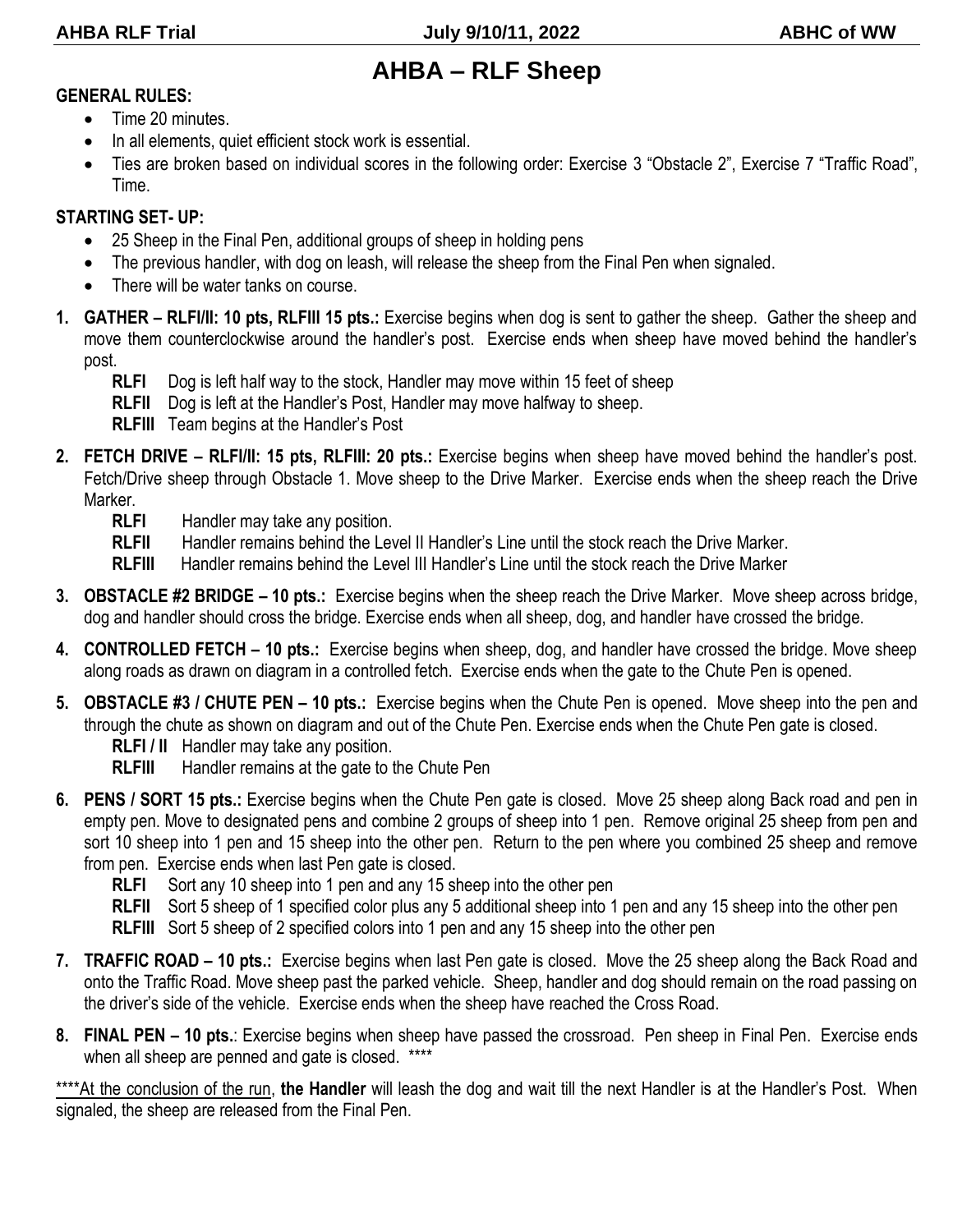# AHBA – RLF Sheep

**GENERAL RULES:**

- Time 20 minutes.
- In all elements, quiet efficient stock work is essential.
- Ties are broken based on individual scores in the following order: Exercise 3 "Obstacle 2", Exercise 7 "Traffic Road", Time.

**STARTING SET- UP:**

- 25 Sheep in the Final Pen, additional groups of sheep in holding pens
- The previous handler, with dog on leash, will release the sheep from the Final Pen when signaled.
- There will be water tanks on course.

1. **GATHER – RLFI/II: 10 pts, RLFIII 15 pts.:** Exercise begins when dog is sent to gather the sheep. Gather the sheep and move them counterclockwise around the handler's post. Exercise ends when sheep have moved behind the handler's post.
   - **RLFI** Dog is left half way to the stock, Handler may move within 15 feet of sheep
   - **RLFII** Dog is left at the Handler's Post, Handler may move halfway to sheep.
   - **RLFIII** Team begins at the Handler's Post
2. **FETCH DRIVE – RLFI/II: 15 pts, RLFIII: 20 pts.:** Exercise begins when sheep have moved behind the handler's post. Fetch/Drive sheep through Obstacle 1. Move sheep to the Drive Marker. Exercise ends when the sheep reach the Drive Marker.
   - **RLFI** Handler may take any position.
   - **RLFII** Handler remains behind the Level II Handler's Line until the stock reach the Drive Marker.
   - **RLFIII** Handler remains behind the Level III Handler's Line until the stock reach the Drive Marker
3. **OBSTACLE #2 BRIDGE – 10 pts.:** Exercise begins when the sheep reach the Drive Marker. Move sheep across bridge, dog and handler should cross the bridge. Exercise ends when all sheep, dog, and handler have crossed the bridge.
4. **CONTROLLED FETCH – 10 pts.:** Exercise begins when sheep, dog, and handler have crossed the bridge. Move sheep along roads as drawn on diagram in a controlled fetch. Exercise ends when the gate to the Chute Pen is opened.
5. **OBSTACLE #3 / CHUTE PEN – 10 pts.:** Exercise begins when the Chute Pen is opened. Move sheep into the pen and through the chute as shown on diagram and out of the Chute Pen. Exercise ends when the Chute Pen gate is closed.
   - **RLFI / II** Handler may take any position.
   - **RLFIII** Handler remains at the gate to the Chute Pen
6. **PENS / SORT 15 pts.:** Exercise begins when the Chute Pen gate is closed. Move 25 sheep along Back road and pen in empty pen. Move to designated pens and combine 2 groups of sheep into 1 pen. Remove original 25 sheep from pen and sort 10 sheep into 1 pen and 15 sheep into the other pen. Return to the pen where you combined 25 sheep and remove from pen. Exercise ends when last Pen gate is closed.
   - **RLFI** Sort any 10 sheep into 1 pen and any 15 sheep into the other pen
   - **RLFII** Sort 5 sheep of 1 specified color plus any 5 additional sheep into 1 pen and any 15 sheep into the other pen
   - **RLFIII** Sort 5 sheep of 2 specified colors into 1 pen and any 15 sheep into the other pen
7. **TRAFFIC ROAD – 10 pts.:** Exercise begins when last Pen gate is closed. Move the 25 sheep along the Back Road and onto the Traffic Road. Move sheep past the parked vehicle. Sheep, handler and dog should remain on the road passing on the driver's side of the vehicle. Exercise ends when the sheep have reached the Cross Road.
8. **FINAL PEN – 10 pts.**: Exercise begins when sheep have passed the crossroad. Pen sheep in Final Pen. Exercise ends when all sheep are penned and gate is closed. ****

****<u>At the conclusion of the run</u>, **the Handler** will leash the dog and wait till the next Handler is at the Handler's Post. When signaled, the sheep are released from the Final Pen.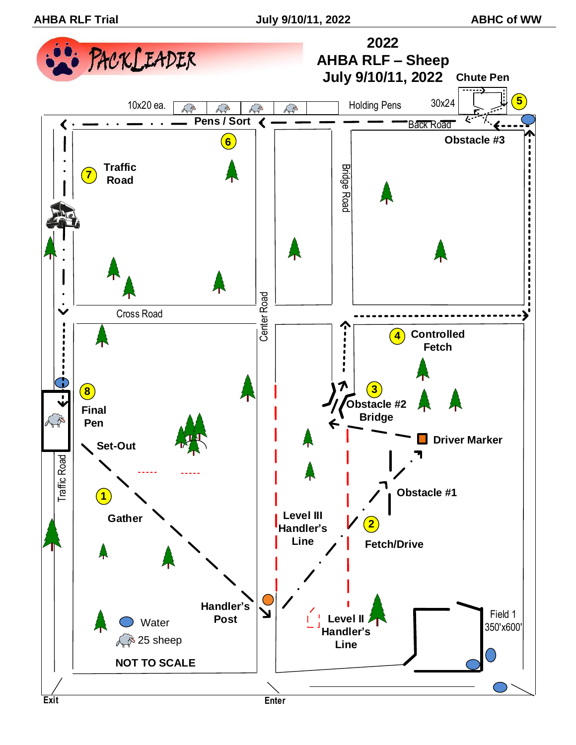AHBA RLF Trial | July 9/10/11, 2022 | ABHC of WW

PACKLEADER

# 2022
# AHBA RLF – Sheep
# July 9/10/11, 2022

Chute Pen

10x20 ea.

Holding Pens

30x24

5

Pens / Sort

Back Road

Obstacle #3

6

7 Traffic Road

Bridge Road

Cross Road

Center Road

4 Controlled Fetch

3 Obstacle #2 Bridge

8 Final Pen

Set-Out

Driver Marker

Obstacle #1

1 Gather

Level III Handler's Line

2 Fetch/Drive

Traffic Road

Handler's Post

Water

25 sheep

NOT TO SCALE

Level II Handler's Line

Field 1 350'x600'

Exit

Enter